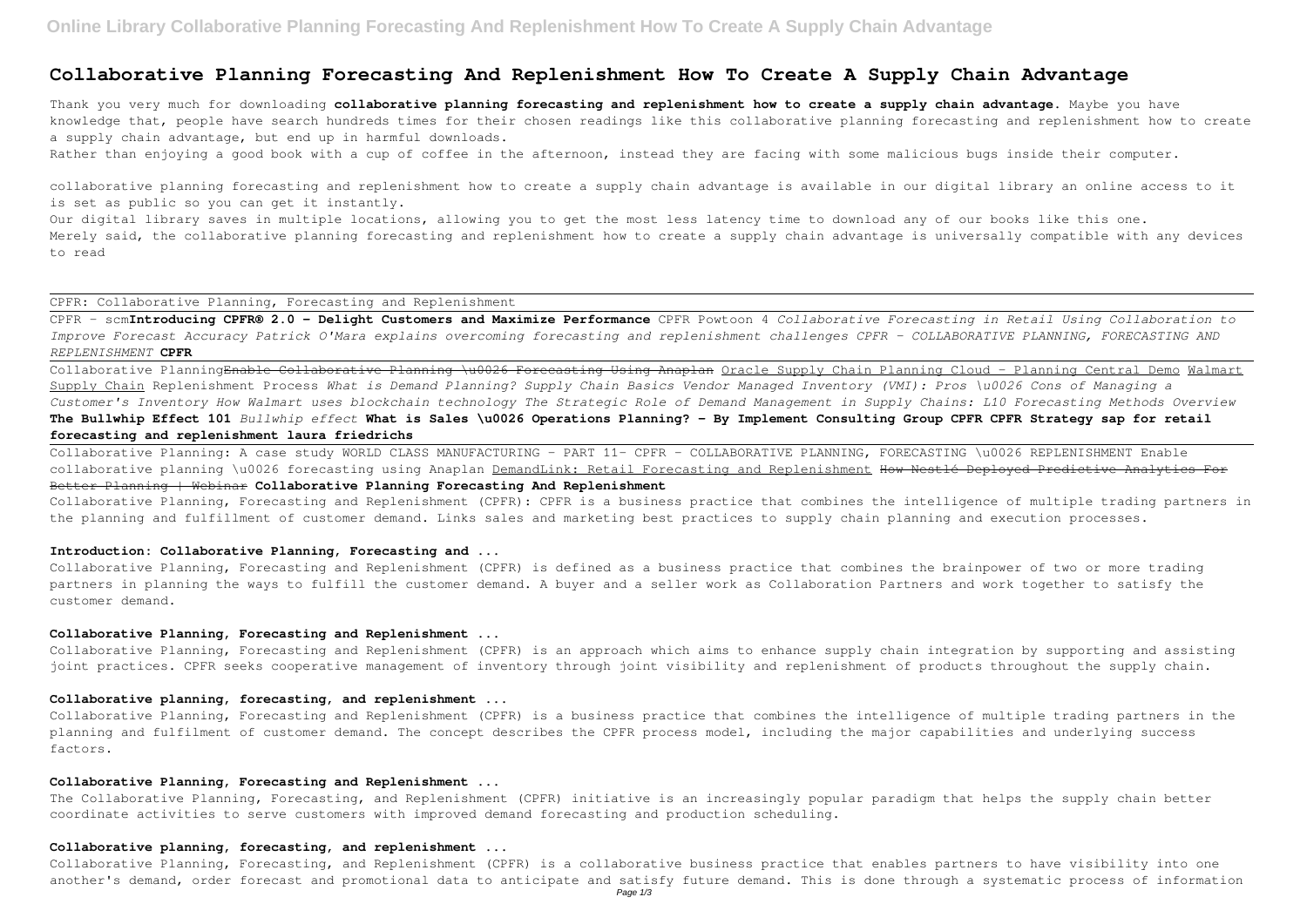# Collaborative Planning Forecasting And Replenishment How To Create A Supply Chain Advantage

Thank you very much for downloading **collaborative planning forecasting and replenishment how to create a supply chain advantage**. Maybe you have knowledge that, people have search hundreds times for their chosen readings like this collaborative planning forecasting and replenishment how to create a supply chain advantage, but end up in harmful downloads.

Rather than enjoying a good book with a cup of coffee in the afternoon, instead they are facing with some malicious bugs inside their computer.

collaborative planning forecasting and replenishment how to create a supply chain advantage is available in our digital library an online access to it is set as public so you can get it instantly.

Our digital library saves in multiple locations, allowing you to get the most less latency time to download any of our books like this one.

Merely said, the collaborative planning forecasting and replenishment how to create a supply chain advantage is universally compatible with any devices to read

CPFR: Collaborative Planning, Forecasting and Replenishment

CPFR - scm**Introducing CPFR® 2.0 - Delight Customers and Maximize Performance** CPFR Powtoon 4 *Collaborative Forecasting in Retail Using Collaboration to Improve Forecast Accuracy Patrick O'Mara explains overcoming forecasting and replenishment challenges CPFR - COLLABORATIVE PLANNING, FORECASTING AND REPLENISHMENT* **CPFR**

Collaborative Planning~~Enable Collaborative Planning \u0026 Forecasting Using Anaplan~~ Oracle Supply Chain Planning Cloud - Planning Central Demo Walmart Supply Chain Replenishment Process *What is Demand Planning? Supply Chain Basics Vendor Managed Inventory (VMI): Pros \u0026 Cons of Managing a Customer's Inventory How Walmart uses blockchain technology The Strategic Role of Demand Management in Supply Chains: L10 Forecasting Methods Overview* **The Bullwhip Effect 101** *Bullwhip effect* **What is Sales \u0026 Operations Planning? - By Implement Consulting Group CPFR CPFR Strategy sap for retail forecasting and replenishment laura friedrichs**

Collaborative Planning: A case study WORLD CLASS MANUFACTURING - PART 11- CPFR - COLLABORATIVE PLANNING, FORECASTING \u0026 REPLENISHMENT Enable collaborative planning \u0026 forecasting using Anaplan DemandLink: Retail Forecasting and Replenishment ~~How Nestlé Deployed Predictive Analytics For Better Planning | Webinar~~ **Collaborative Planning Forecasting And Replenishment**

Collaborative Planning, Forecasting and Replenishment (CPFR): CPFR is a business practice that combines the intelligence of multiple trading partners in the planning and fulfillment of customer demand. Links sales and marketing best practices to supply chain planning and execution processes.

### Introduction: Collaborative Planning, Forecasting and ...

Collaborative Planning, Forecasting and Replenishment (CPFR) is defined as a business practice that combines the brainpower of two or more trading partners in planning the ways to fulfill the customer demand. A buyer and a seller work as Collaboration Partners and work together to satisfy the customer demand.

### Collaborative Planning, Forecasting and Replenishment ...

Collaborative Planning, Forecasting and Replenishment (CPFR) is an approach which aims to enhance supply chain integration by supporting and assisting joint practices. CPFR seeks cooperative management of inventory through joint visibility and replenishment of products throughout the supply chain.

### Collaborative planning, forecasting, and replenishment ...

Collaborative Planning, Forecasting and Replenishment (CPFR) is a business practice that combines the intelligence of multiple trading partners in the planning and fulfilment of customer demand. The concept describes the CPFR process model, including the major capabilities and underlying success factors.

### Collaborative Planning, Forecasting and Replenishment ...

The Collaborative Planning, Forecasting, and Replenishment (CPFR) initiative is an increasingly popular paradigm that helps the supply chain better coordinate activities to serve customers with improved demand forecasting and production scheduling.

### Collaborative planning, forecasting, and replenishment ...

Collaborative Planning, Forecasting, and Replenishment (CPFR) is a collaborative business practice that enables partners to have visibility into one another's demand, order forecast and promotional data to anticipate and satisfy future demand. This is done through a systematic process of information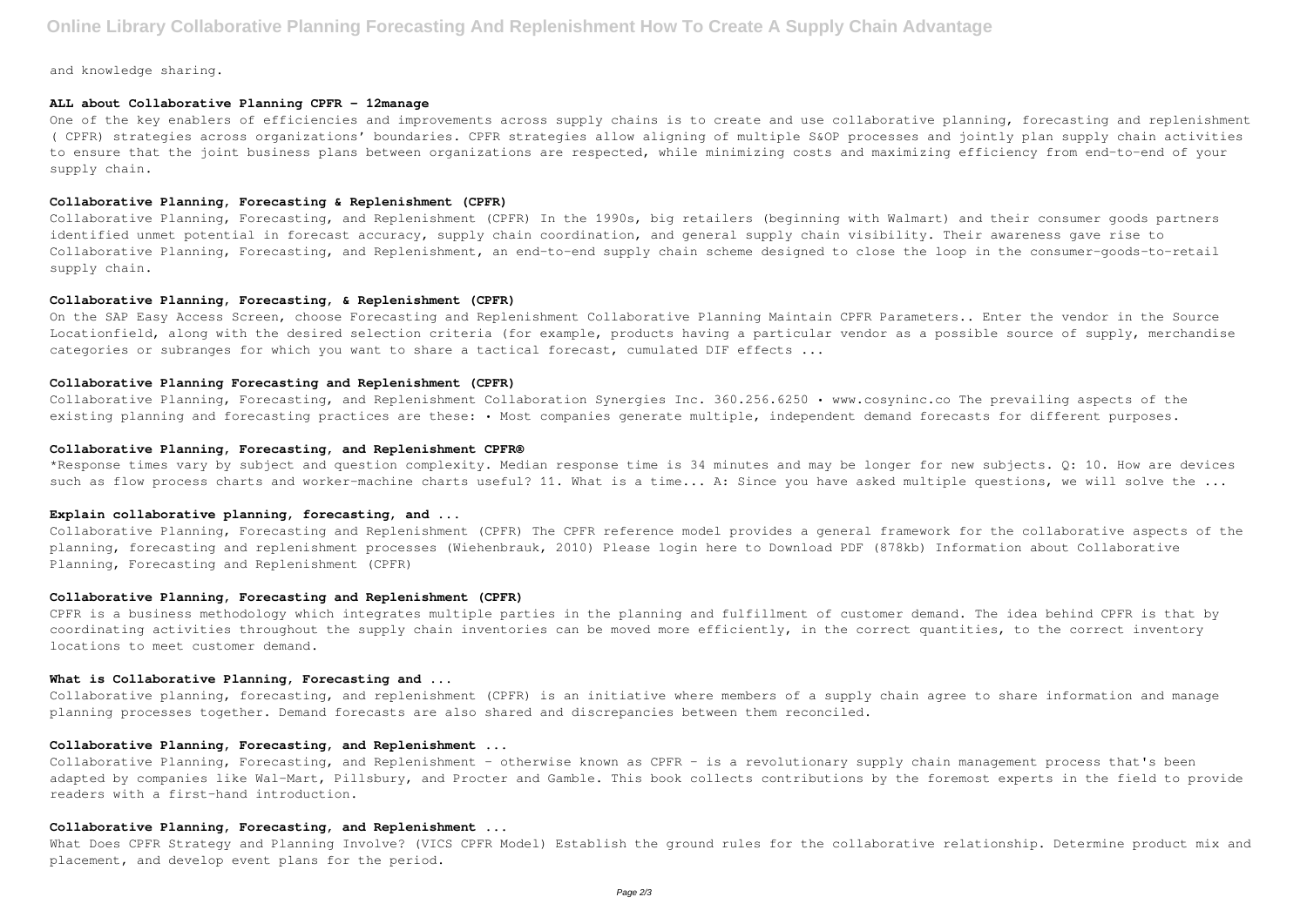and knowledge sharing.

### ALL about Collaborative Planning CPFR - 12manage

One of the key enablers of efficiencies and improvements across supply chains is to create and use collaborative planning, forecasting and replenishment ( CPFR) strategies across organizations' boundaries. CPFR strategies allow aligning of multiple S&OP processes and jointly plan supply chain activities to ensure that the joint business plans between organizations are respected, while minimizing costs and maximizing efficiency from end-to-end of your supply chain.

### Collaborative Planning, Forecasting & Replenishment (CPFR)

Collaborative Planning, Forecasting, and Replenishment (CPFR) In the 1990s, big retailers (beginning with Walmart) and their consumer goods partners identified unmet potential in forecast accuracy, supply chain coordination, and general supply chain visibility. Their awareness gave rise to Collaborative Planning, Forecasting, and Replenishment, an end-to-end supply chain scheme designed to close the loop in the consumer-goods-to-retail supply chain.

### Collaborative Planning, Forecasting, & Replenishment (CPFR)

On the SAP Easy Access Screen, choose Forecasting and Replenishment Collaborative Planning Maintain CPFR Parameters.. Enter the vendor in the Source Locationfield, along with the desired selection criteria (for example, products having a particular vendor as a possible source of supply, merchandise categories or subranges for which you want to share a tactical forecast, cumulated DIF effects ...

### Collaborative Planning Forecasting and Replenishment (CPFR)

Collaborative Planning, Forecasting, and Replenishment Collaboration Synergies Inc. 360.256.6250 • www.cosyninc.co The prevailing aspects of the existing planning and forecasting practices are these: • Most companies generate multiple, independent demand forecasts for different purposes.

### Collaborative Planning, Forecasting, and Replenishment CPFR®

*Response times vary by subject and question complexity. Median response time is 34 minutes and may be longer for new subjects. Q: 10. How are devices such as flow process charts and worker-machine charts useful? 11. What is a time... A: Since you have asked multiple questions, we will solve the ...

### Explain collaborative planning, forecasting, and ...

Collaborative Planning, Forecasting and Replenishment (CPFR) The CPFR reference model provides a general framework for the collaborative aspects of the planning, forecasting and replenishment processes (Wiehenbrauk, 2010) Please login here to Download PDF (878kb) Information about Collaborative Planning, Forecasting and Replenishment (CPFR)

### Collaborative Planning, Forecasting and Replenishment (CPFR)

CPFR is a business methodology which integrates multiple parties in the planning and fulfillment of customer demand. The idea behind CPFR is that by coordinating activities throughout the supply chain inventories can be moved more efficiently, in the correct quantities, to the correct inventory locations to meet customer demand.

### What is Collaborative Planning, Forecasting and ...

Collaborative planning, forecasting, and replenishment (CPFR) is an initiative where members of a supply chain agree to share information and manage planning processes together. Demand forecasts are also shared and discrepancies between them reconciled.

### Collaborative Planning, Forecasting, and Replenishment ...

Collaborative Planning, Forecasting, and Replenishment - otherwise known as CPFR - is a revolutionary supply chain management process that's been adapted by companies like Wal-Mart, Pillsbury, and Procter and Gamble. This book collects contributions by the foremost experts in the field to provide readers with a first-hand introduction.

### Collaborative Planning, Forecasting, and Replenishment ...

What Does CPFR Strategy and Planning Involve? (VICS CPFR Model) Establish the ground rules for the collaborative relationship. Determine product mix and placement, and develop event plans for the period.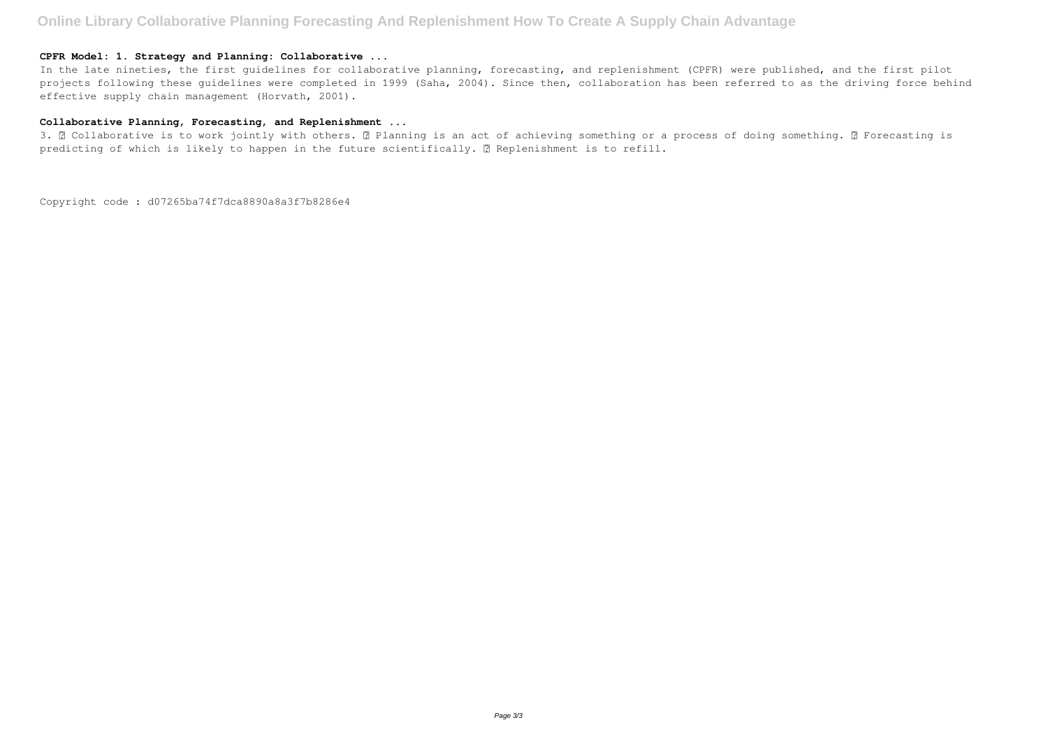### CPFR Model: 1. Strategy and Planning: Collaborative ...

In the late nineties, the first guidelines for collaborative planning, forecasting, and replenishment (CPFR) were published, and the first pilot projects following these guidelines were completed in 1999 (Saha, 2004). Since then, collaboration has been referred to as the driving force behind effective supply chain management (Horvath, 2001).

### Collaborative Planning, Forecasting, and Replenishment ...

3. � Collaborative is to work jointly with others. � Planning is an act of achieving something or a process of doing something. � Forecasting is predicting of which is likely to happen in the future scientifically. � Replenishment is to refill.

Copyright code : d07265ba74f7dca8890a8a3f7b8286e4